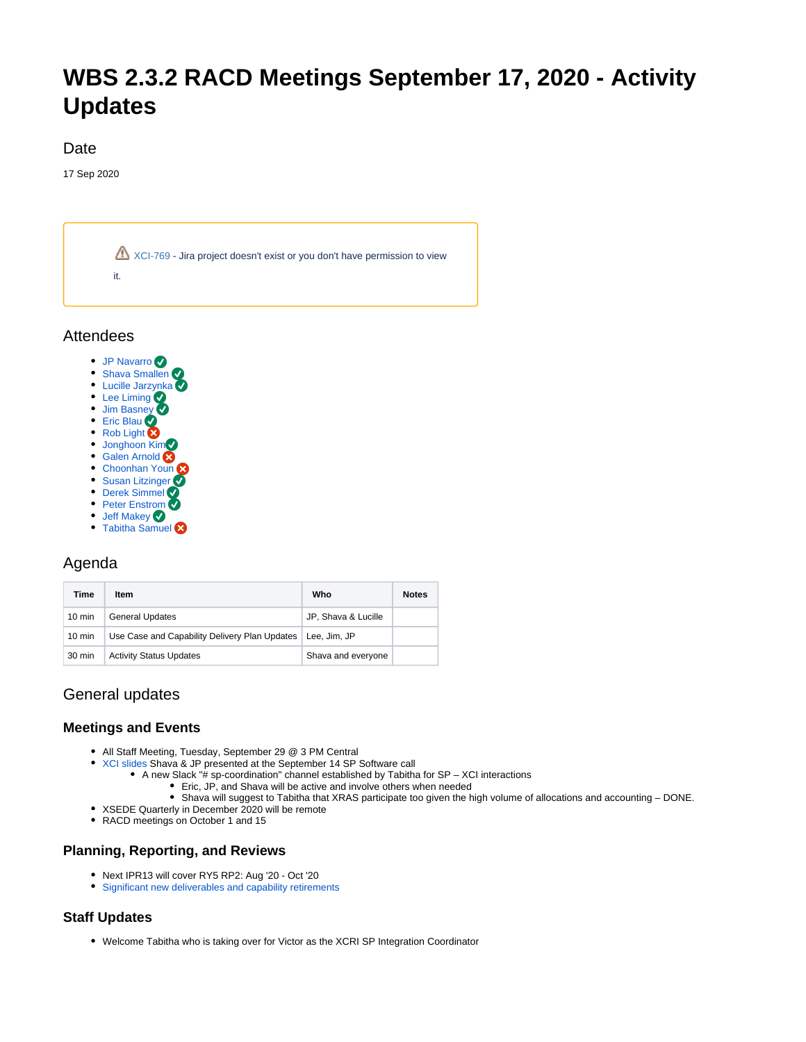# WBS 2.3.2 RACD Meetings September 17, 2020 - Activity Updates

## Date

17 Sep 2020

⚠ XCI-769 - Jira project doesn't exist or you don't have permission to view it.

## Attendees

- JP Navarro ✅
- Shava Smallen ✅
- Lucille Jarzynka ✅
- Lee Liming ✅
- Jim Basney ✅
- Eric Blau ✅
- Rob Light ❌
- Jonghoon Kim ✅
- Galen Arnold ❌
- Choonhan Youn ❌
- Susan Litzinger ✅
- Derek Simmel ✅
- Peter Enstrom ✅
- Jeff Makey ✅
- Tabitha Samuel ❌

## Agenda

| Time | Item | Who | Notes |
|---|---|---|---|
| 10 min | General Updates | JP, Shava & Lucille | |
| 10 min | Use Case and Capability Delivery Plan Updates | Lee, Jim, JP | |
| 30 min | Activity Status Updates | Shava and everyone | |

## General updates

### Meetings and Events

- All Staff Meeting, Tuesday, September 29 @ 3 PM Central
- XCI slides Shava & JP presented at the September 14 SP Software call
  - A new Slack "# sp-coordination" channel established by Tabitha for SP – XCI interactions
    - Eric, JP, and Shava will be active and involve others when needed
    - Shava will suggest to Tabitha that XRAS participate too given the high volume of allocations and accounting – DONE.
- XSEDE Quarterly in December 2020 will be remote
- RACD meetings on October 1 and 15

### Planning, Reporting, and Reviews

- Next IPR13 will cover RY5 RP2: Aug '20 - Oct '20
- Significant new deliverables and capability retirements

### Staff Updates

- Welcome Tabitha who is taking over for Victor as the XCRI SP Integration Coordinator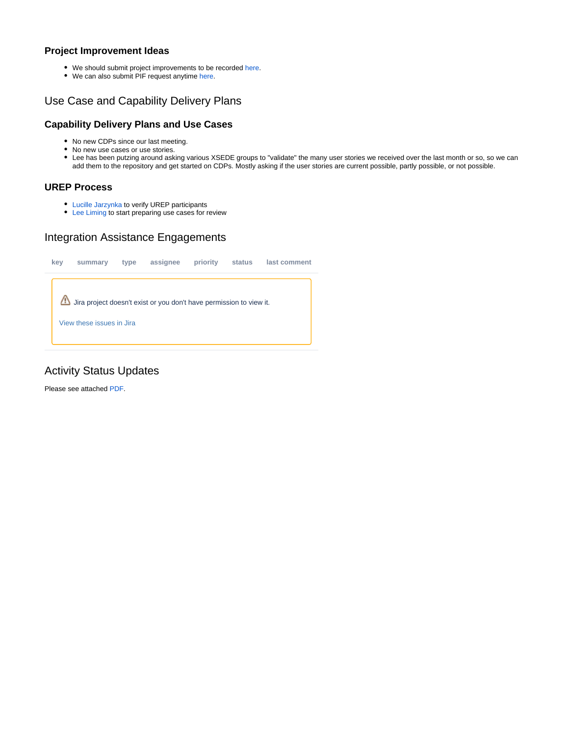### Project Improvement Ideas

- We should submit project improvements to be recorded here.
- We can also submit PIF request anytime here.

## Use Case and Capability Delivery Plans

### Capability Delivery Plans and Use Cases

- No new CDPs since our last meeting.
- No new use cases or use stories.
- Lee has been putzing around asking various XSEDE groups to "validate" the many user stories we received over the last month or so, so we can add them to the repository and get started on CDPs. Mostly asking if the user stories are current possible, partly possible, or not possible.

### UREP Process

- Lucille Jarzynka to verify UREP participants
- Lee Liming to start preparing use cases for review

## Integration Assistance Engagements

| key | summary | type | assignee | priority | status | last comment |
|---|---|---|---|---|---|---|

⚠ Jira project doesn't exist or you don't have permission to view it.

View these issues in Jira

## Activity Status Updates

Please see attached PDF.